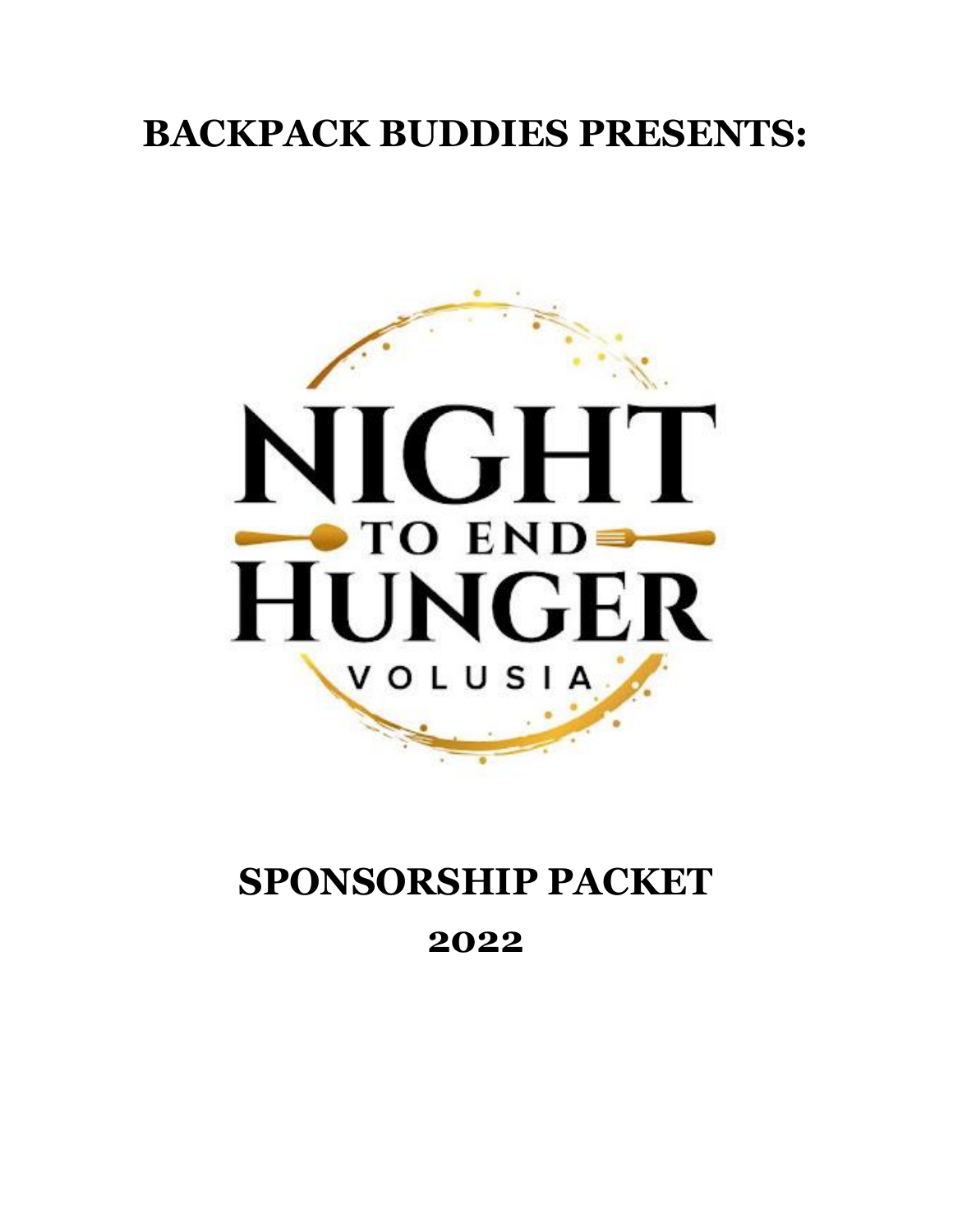# BACKPACK BUDDIES PRESENTS:

NIGHT TO END HUNGER

VOLUSIA

# SPONSORSHIP PACKET

# 2022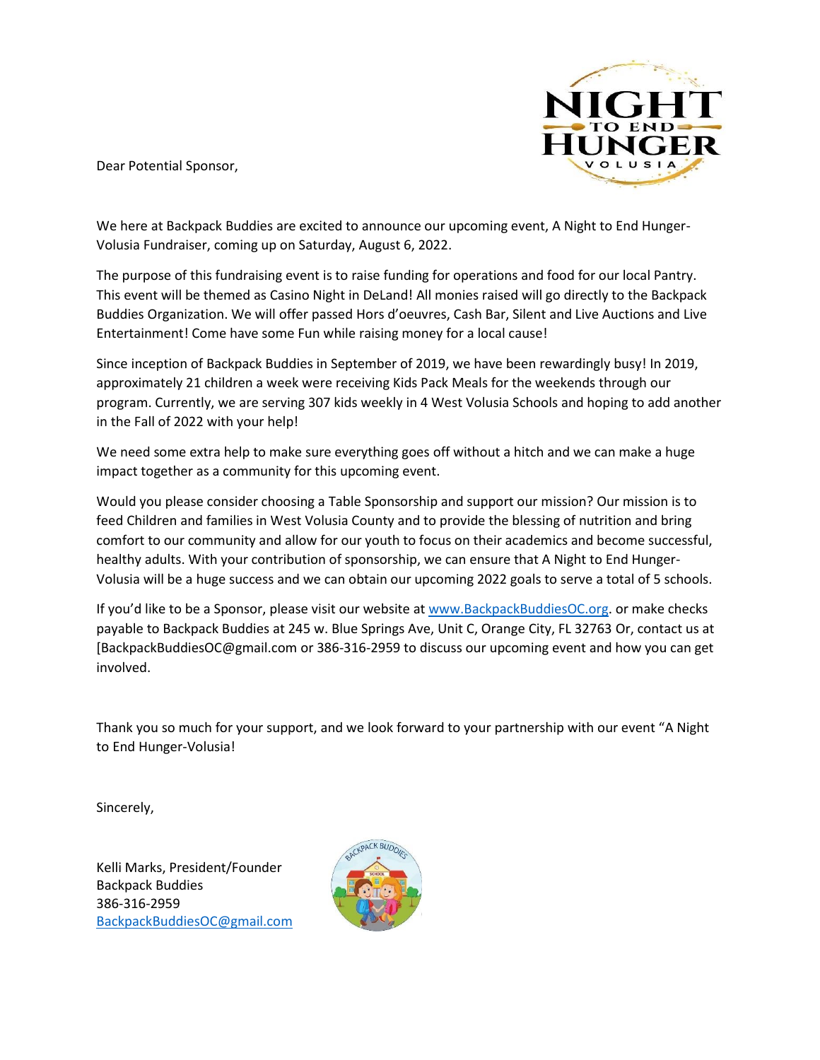Dear Potential Sponsor,

We here at Backpack Buddies are excited to announce our upcoming event, A Night to End Hunger-Volusia Fundraiser, coming up on Saturday, August 6, 2022.

The purpose of this fundraising event is to raise funding for operations and food for our local Pantry. This event will be themed as Casino Night in DeLand! All monies raised will go directly to the Backpack Buddies Organization. We will offer passed Hors d'oeuvres, Cash Bar, Silent and Live Auctions and Live Entertainment! Come have some Fun while raising money for a local cause!

Since inception of Backpack Buddies in September of 2019, we have been rewardingly busy! In 2019, approximately 21 children a week were receiving Kids Pack Meals for the weekends through our program. Currently, we are serving 307 kids weekly in 4 West Volusia Schools and hoping to add another in the Fall of 2022 with your help!

We need some extra help to make sure everything goes off without a hitch and we can make a huge impact together as a community for this upcoming event.

Would you please consider choosing a Table Sponsorship and support our mission? Our mission is to feed Children and families in West Volusia County and to provide the blessing of nutrition and bring comfort to our community and allow for our youth to focus on their academics and become successful, healthy adults. With your contribution of sponsorship, we can ensure that A Night to End Hunger-Volusia will be a huge success and we can obtain our upcoming 2022 goals to serve a total of 5 schools.

If you'd like to be a Sponsor, please visit our website at [www.BackpackBuddiesOC.org](http://www.BackpackBuddiesOC.org). or make checks payable to Backpack Buddies at 245 w. Blue Springs Ave, Unit C, Orange City, FL 32763 Or, contact us at [BackpackBuddiesOC@gmail.com or 386-316-2959 to discuss our upcoming event and how you can get involved.

Thank you so much for your support, and we look forward to your partnership with our event "A Night to End Hunger-Volusia!

Sincerely,

Kelli Marks, President/Founder
Backpack Buddies
386-316-2959
BackpackBuddiesOC@gmail.com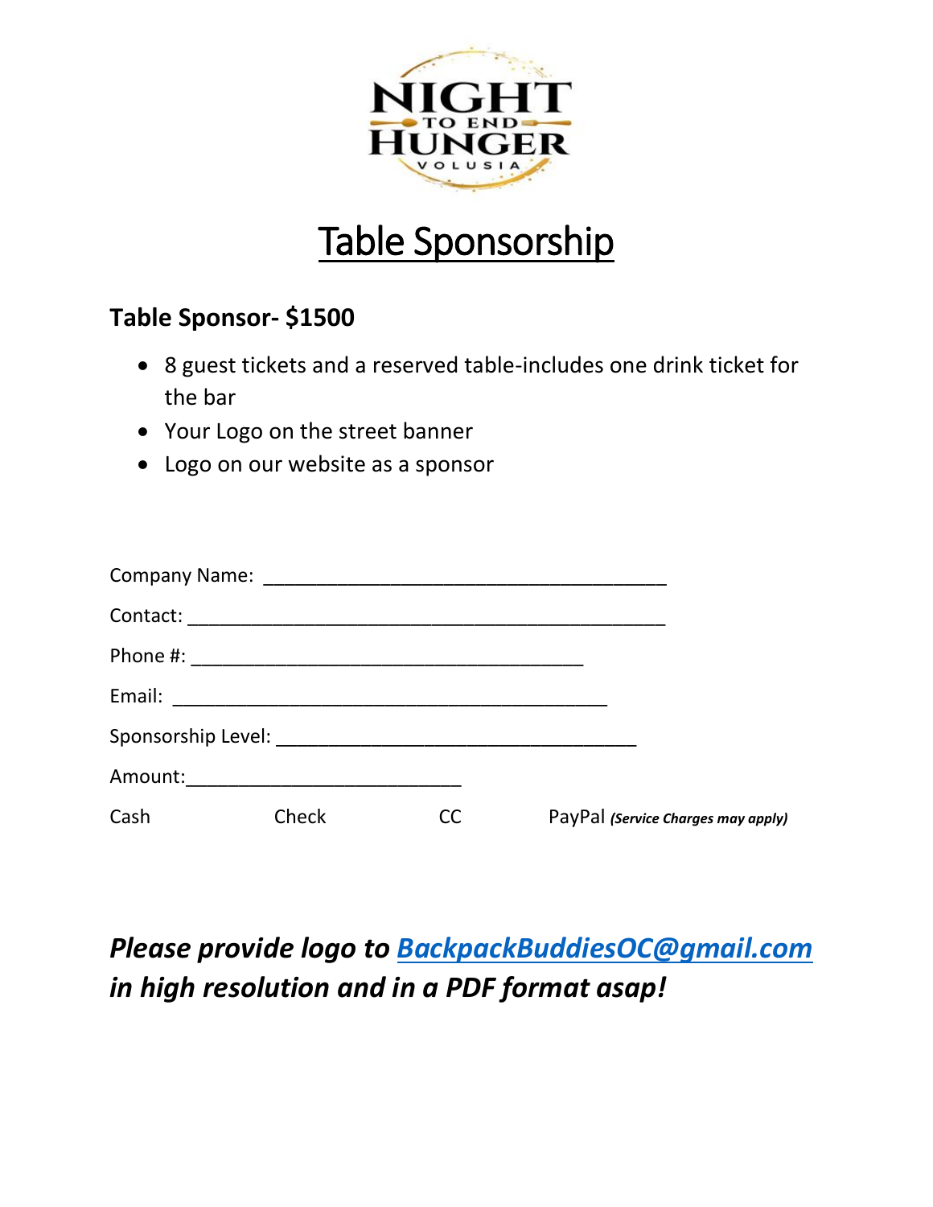NIGHT TO END HUNGER VOLUSIA

# Table Sponsorship

### Table Sponsor- $1500

- 8 guest tickets and a reserved table-includes one drink ticket for the bar
- Your Logo on the street banner
- Logo on our website as a sponsor

Company Name: ______________________________________

Contact: ____________________________________________

Phone #: _____________________________________

Email: _________________________________________

Sponsorship Level: __________________________________

Amount:__________________________

Cash Check CC PayPal ***(Service Charges may apply)***

***Please provide logo to BackpackBuddiesOC@gmail.com in high resolution and in a PDF format asap!***